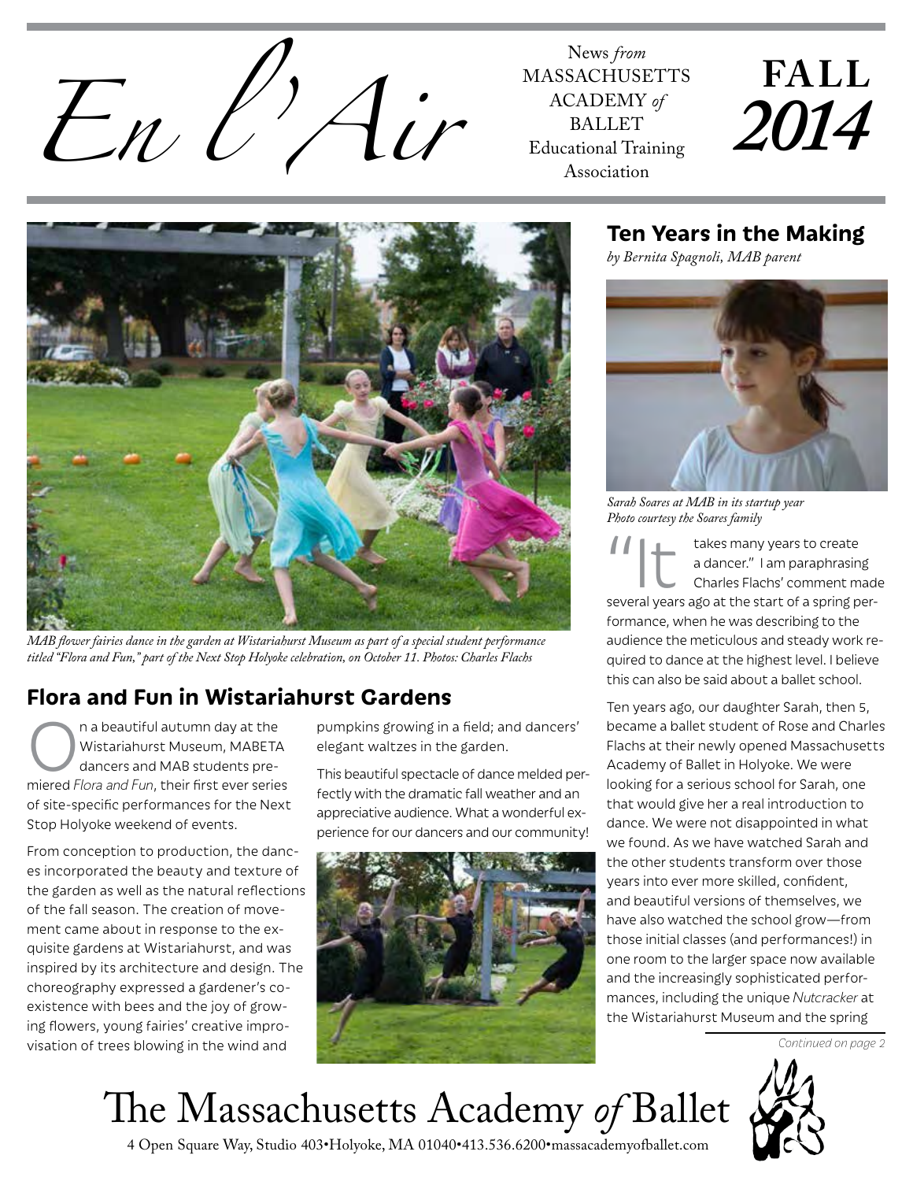# En l'Air

News *from* MASSACHUSETTS ACADEMY *of* BALLET Educational Training Association

**FALL 2014**

*MAB flower fairies dance in the garden at Wistariahurst Museum as part of a special student performance titled "Flora and Fun," part of the Next Stop Holyoke celebration, on October 11. Photos: Charles Flachs*

## Flora and Fun in Wistariahurst Gardens

On a beautiful autumn day at the Wistariahurst Museum, MABETA dancers and MAB students premiered *Flora and Fun*, their first ever series of site-specific performances for the Next Stop Holyoke weekend of events.

From conception to production, the dances incorporated the beauty and texture of the garden as well as the natural reflections of the fall season. The creation of movement came about in response to the exquisite gardens at Wistariahurst, and was inspired by its architecture and design. The choreography expressed a gardener's coexistence with bees and the joy of growing flowers, young fairies' creative improvisation of trees blowing in the wind and pumpkins growing in a field; and dancers' elegant waltzes in the garden.

This beautiful spectacle of dance melded perfectly with the dramatic fall weather and an appreciative audience. What a wonderful experience for our dancers and our community!

## Ten Years in the Making

*by Bernita Spagnoli, MAB parent*

*Sarah Soares at MAB in its startup year*
*Photo courtesy the Soares family*

"It takes many years to create a dancer." I am paraphrasing Charles Flachs' comment made several years ago at the start of a spring performance, when he was describing to the audience the meticulous and steady work required to dance at the highest level. I believe this can also be said about a ballet school.

Ten years ago, our daughter Sarah, then 5, became a ballet student of Rose and Charles Flachs at their newly opened Massachusetts Academy of Ballet in Holyoke. We were looking for a serious school for Sarah, one that would give her a real introduction to dance. We were not disappointed in what we found. As we have watched Sarah and the other students transform over those years into ever more skilled, confident, and beautiful versions of themselves, we have also watched the school grow—from those initial classes (and performances!) in one room to the larger space now available and the increasingly sophisticated performances, including the unique *Nutcracker* at the Wistariahurst Museum and the spring

*Continued on page 2*

The Massachusetts Academy *of* Ballet

4 Open Square Way, Studio 403•Holyoke, MA 01040•413.536.6200•massacademyofballet.com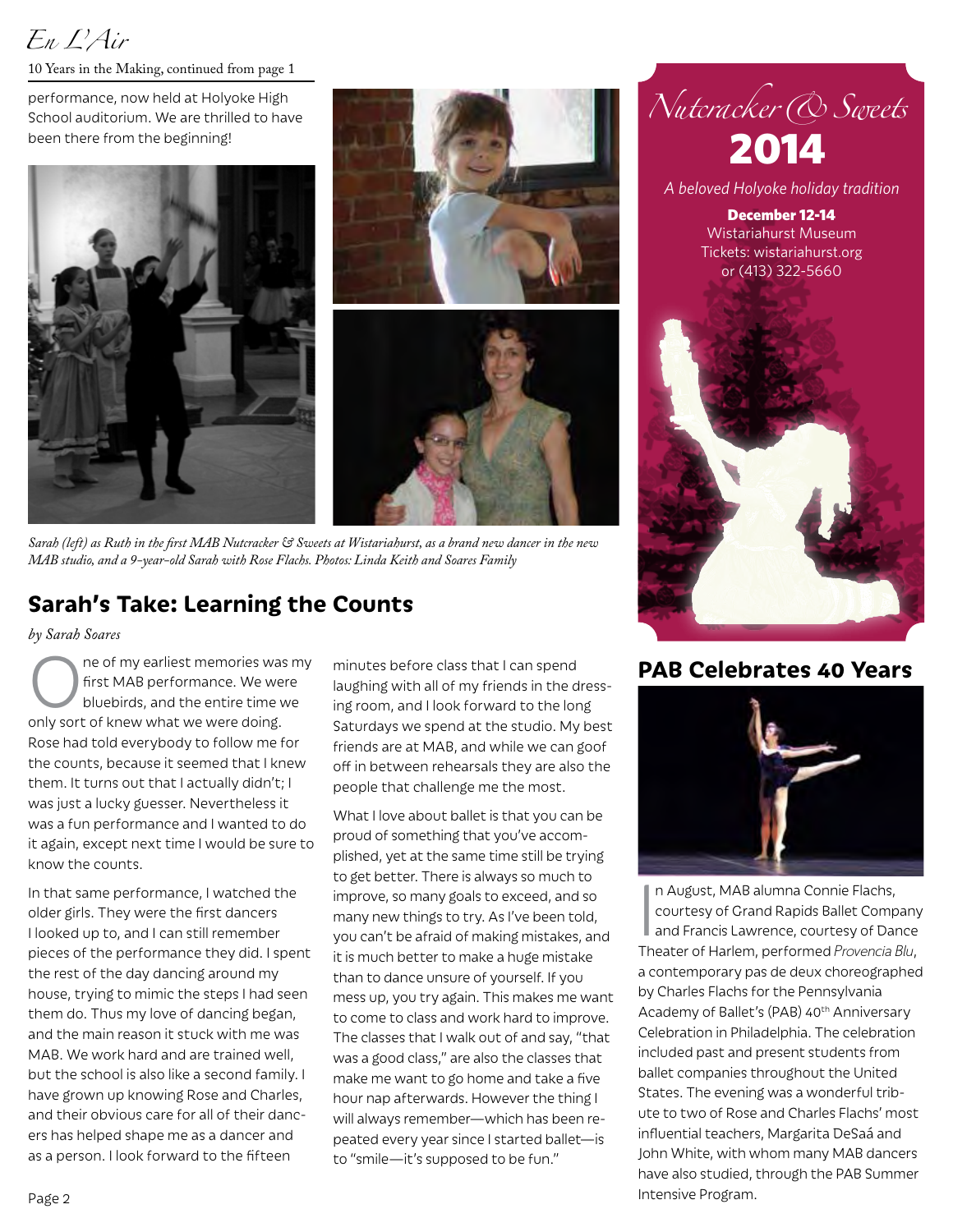*En L'Air*

10 Years in the Making, continued from page 1

performance, now held at Holyoke High School auditorium. We are thrilled to have been there from the beginning!

*Sarah (left) as Ruth in the first MAB Nutcracker & Sweets at Wistariahurst, as a brand new dancer in the new MAB studio, and a 9-year-old Sarah with Rose Flachs. Photos: Linda Keith and Soares Family*

## Sarah's Take: Learning the Counts

*by Sarah Soares*

One of my earliest memories was my first MAB performance. We were bluebirds, and the entire time we only sort of knew what we were doing. Rose had told everybody to follow me for the counts, because it seemed that I knew them. It turns out that I actually didn't; I was just a lucky guesser. Nevertheless it was a fun performance and I wanted to do it again, except next time I would be sure to know the counts.

In that same performance, I watched the older girls. They were the first dancers I looked up to, and I can still remember pieces of the performance they did. I spent the rest of the day dancing around my house, trying to mimic the steps I had seen them do. Thus my love of dancing began, and the main reason it stuck with me was MAB. We work hard and are trained well, but the school is also like a second family. I have grown up knowing Rose and Charles, and their obvious care for all of their dancers has helped shape me as a dancer and as a person. I look forward to the fifteen minutes before class that I can spend laughing with all of my friends in the dressing room, and I look forward to the long Saturdays we spend at the studio. My best friends are at MAB, and while we can goof off in between rehearsals they are also the people that challenge me the most.

What I love about ballet is that you can be proud of something that you've accomplished, yet at the same time still be trying to get better. There is always so much to improve, so many goals to exceed, and so many new things to try. As I've been told, you can't be afraid of making mistakes, and it is much better to make a huge mistake than to dance unsure of yourself. If you mess up, you try again. This makes me want to come to class and work hard to improve. The classes that I walk out of and say, "that was a good class," are also the classes that make me want to go home and take a five hour nap afterwards. However the thing I will always remember—which has been repeated every year since I started ballet—is to "smile—it's supposed to be fun."

*Nutcracker & Sweets*

**2014**

*A beloved Holyoke holiday tradition*

**December 12-14**
Wistariahurst Museum
Tickets: wistariahurst.org
or (413) 322-5660

## PAB Celebrates 40 Years

In August, MAB alumna Connie Flachs, courtesy of Grand Rapids Ballet Company and Francis Lawrence, courtesy of Dance Theater of Harlem, performed *Provencia Blu*, a contemporary pas de deux choreographed by Charles Flachs for the Pennsylvania Academy of Ballet's (PAB) 40th Anniversary Celebration in Philadelphia. The celebration included past and present students from ballet companies throughout the United States. The evening was a wonderful tribute to two of Rose and Charles Flachs' most influential teachers, Margarita DeSaá and John White, with whom many MAB dancers have also studied, through the PAB Summer Intensive Program.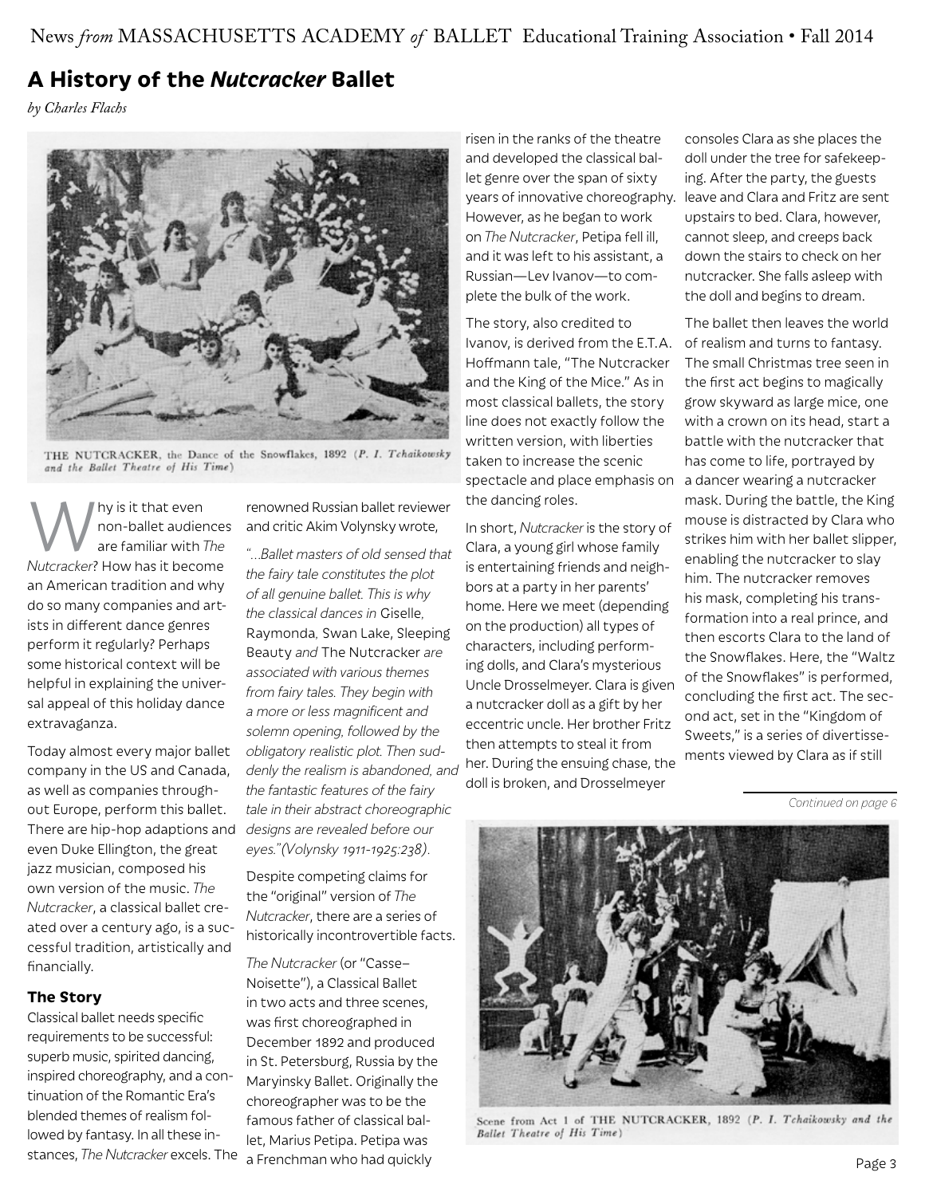# A History of the *Nutcracker* Ballet

*by Charles Flachs*

THE NUTCRACKER, the Dance of the Snowflakes, 1892 (*P. I. Tchaikowsky and the Ballet Theatre of His Time*)

Why is it that even non-ballet audiences are familiar with *The Nutcracker*? How has it become an American tradition and why do so many companies and artists in different dance genres perform it regularly? Perhaps some historical context will be helpful in explaining the universal appeal of this holiday dance extravaganza.

Today almost every major ballet company in the US and Canada, as well as companies throughout Europe, perform this ballet. There are hip-hop adaptions and even Duke Ellington, the great jazz musician, composed his own version of the music. *The Nutcracker*, a classical ballet created over a century ago, is a successful tradition, artistically and financially.

## The Story

Classical ballet needs specific requirements to be successful: superb music, spirited dancing, inspired choreography, and a continuation of the Romantic Era's blended themes of realism followed by fantasy. In all these instances, *The Nutcracker* excels. The renowned Russian ballet reviewer and critic Akim Volynsky wrote,

*"...Ballet masters of old sensed that the fairy tale constitutes the plot of all genuine ballet. This is why the classical dances in* Giselle*,* Raymonda*,* Swan Lake*,* Sleeping Beauty *and* The Nutcracker *are associated with various themes from fairy tales. They begin with a more or less magnificent and solemn opening, followed by the obligatory realistic plot. Then suddenly the realism is abandoned, and the fantastic features of the fairy tale in their abstract choreographic designs are revealed before our eyes."(Volynsky 1911-1925:238).*

Despite competing claims for the "original" version of *The Nutcracker*, there are a series of historically incontrovertible facts.

*The Nutcracker* (or "Casse–Noisette"), a Classical Ballet in two acts and three scenes, was first choreographed in December 1892 and produced in St. Petersburg, Russia by the Maryinsky Ballet. Originally the choreographer was to be the famous father of classical ballet, Marius Petipa. Petipa was a Frenchman who had quickly risen in the ranks of the theatre and developed the classical ballet genre over the span of sixty years of innovative choreography. However, as he began to work on *The Nutcracker*, Petipa fell ill, and it was left to his assistant, a Russian—Lev Ivanov—to complete the bulk of the work.

The story, also credited to Ivanov, is derived from the E.T.A. Hoffmann tale, "The Nutcracker and the King of the Mice." As in most classical ballets, the story line does not exactly follow the written version, with liberties taken to increase the scenic spectacle and place emphasis on the dancing roles.

In short, *Nutcracker* is the story of Clara, a young girl whose family is entertaining friends and neighbors at a party in her parents' home. Here we meet (depending on the production) all types of characters, including performing dolls, and Clara's mysterious Uncle Drosselmeyer. Clara is given a nutcracker doll as a gift by her eccentric uncle. Her brother Fritz then attempts to steal it from her. During the ensuing chase, the doll is broken, and Drosselmeyer consoles Clara as she places the doll under the tree for safekeeping. After the party, the guests leave and Clara and Fritz are sent upstairs to bed. Clara, however, cannot sleep, and creeps back down the stairs to check on her nutcracker. She falls asleep with the doll and begins to dream.

The ballet then leaves the world of realism and turns to fantasy. The small Christmas tree seen in the first act begins to magically grow skyward as large mice, one with a crown on its head, start a battle with the nutcracker that has come to life, portrayed by a dancer wearing a nutcracker mask. During the battle, the King mouse is distracted by Clara who strikes him with her ballet slipper, enabling the nutcracker to slay him. The nutcracker removes his mask, completing his transformation into a real prince, and then escorts Clara to the land of the Snowflakes. Here, the "Waltz of the Snowflakes" is performed, concluding the first act. The second act, set in the "Kingdom of Sweets," is a series of divertissements viewed by Clara as if still

*Continued on page 6*

Scene from Act 1 of THE NUTCRACKER, 1892 (*P. I. Tchaikowsky and the Ballet Theatre of His Time*)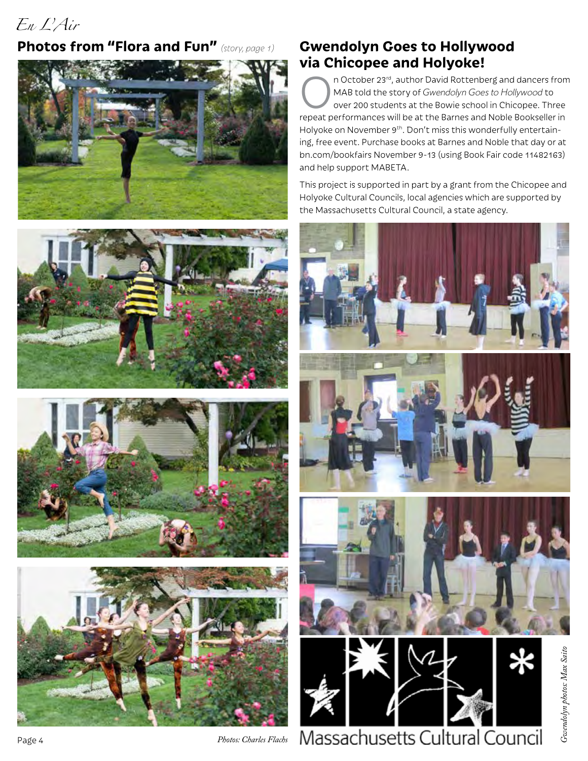*En L'Air*

## Photos from "Flora and Fun" *(story, page 1)*

*Photos: Charles Flachs*

## Gwendolyn Goes to Hollywood via Chicopee and Holyoke!

On October 23rd, author David Rottenberg and dancers from MAB told the story of *Gwendolyn Goes to Hollywood* to over 200 students at the Bowie school in Chicopee. Three repeat performances will be at the Barnes and Noble Bookseller in Holyoke on November 9th. Don't miss this wonderfully entertaining, free event. Purchase books at Barnes and Noble that day or at bn.com/bookfairs November 9-13 (using Book Fair code 11482163) and help support MABETA.

This project is supported in part by a grant from the Chicopee and Holyoke Cultural Councils, local agencies which are supported by the Massachusetts Cultural Council, a state agency.

Massachusetts Cultural Council

*Gwendolyn photos: Max Saito*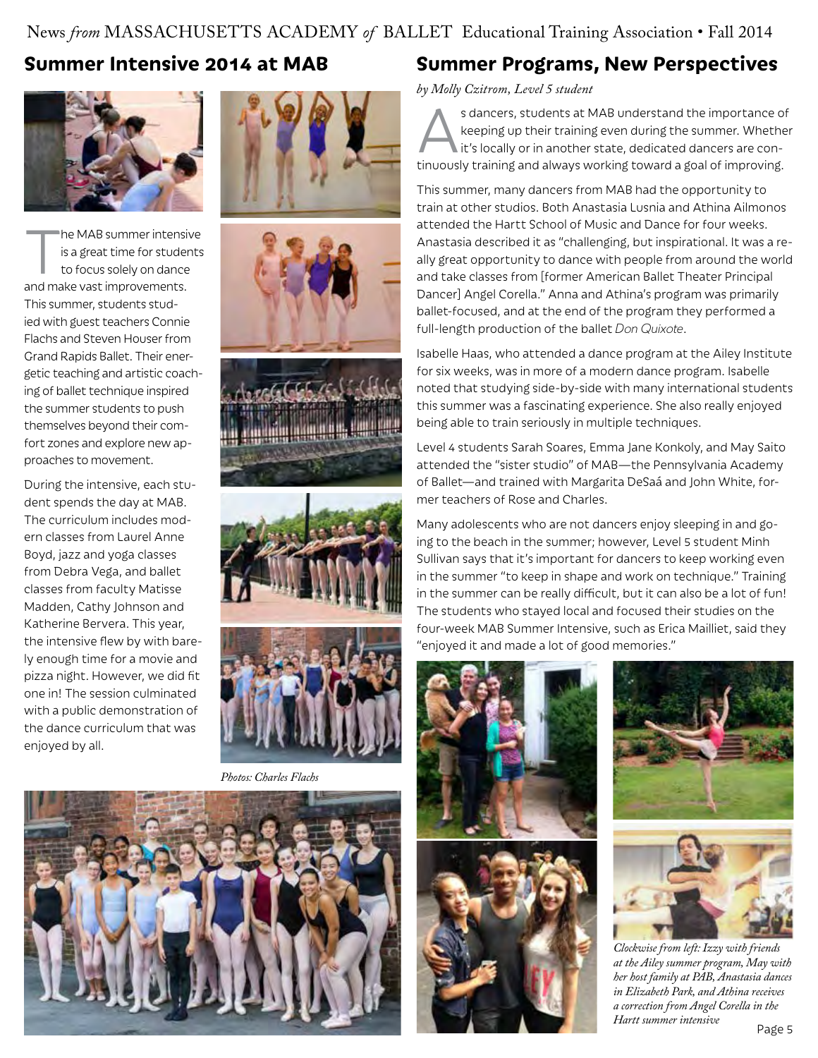## Summer Intensive 2014 at MAB

The MAB summer intensive is a great time for students to focus solely on dance and make vast improvements. This summer, students studied with guest teachers Connie Flachs and Steven Houser from Grand Rapids Ballet. Their energetic teaching and artistic coaching of ballet technique inspired the summer students to push themselves beyond their comfort zones and explore new approaches to movement.

During the intensive, each student spends the day at MAB. The curriculum includes modern classes from Laurel Anne Boyd, jazz and yoga classes from Debra Vega, and ballet classes from faculty Matisse Madden, Cathy Johnson and Katherine Bervera. This year, the intensive flew by with barely enough time for a movie and pizza night. However, we did fit one in! The session culminated with a public demonstration of the dance curriculum that was enjoyed by all.

*Photos: Charles Flachs*

## Summer Programs, New Perspectives

*by Molly Czitrom, Level 5 student*

As dancers, students at MAB understand the importance of keeping up their training even during the summer. Whether it's locally or in another state, dedicated dancers are continuously training and always working toward a goal of improving.

This summer, many dancers from MAB had the opportunity to train at other studios. Both Anastasia Lusnia and Athina Ailmonos attended the Hartt School of Music and Dance for four weeks. Anastasia described it as "challenging, but inspirational. It was a really great opportunity to dance with people from around the world and take classes from [former American Ballet Theater Principal Dancer] Angel Corella." Anna and Athina's program was primarily ballet-focused, and at the end of the program they performed a full-length production of the ballet *Don Quixote*.

Isabelle Haas, who attended a dance program at the Ailey Institute for six weeks, was in more of a modern dance program. Isabelle noted that studying side-by-side with many international students this summer was a fascinating experience. She also really enjoyed being able to train seriously in multiple techniques.

Level 4 students Sarah Soares, Emma Jane Konkoly, and May Saito attended the "sister studio" of MAB—the Pennsylvania Academy of Ballet—and trained with Margarita DeSaá and John White, former teachers of Rose and Charles.

Many adolescents who are not dancers enjoy sleeping in and going to the beach in the summer; however, Level 5 student Minh Sullivan says that it's important for dancers to keep working even in the summer "to keep in shape and work on technique." Training in the summer can be really difficult, but it can also be a lot of fun! The students who stayed local and focused their studies on the four-week MAB Summer Intensive, such as Erica Mailliet, said they "enjoyed it and made a lot of good memories."

*Clockwise from left: Izzy with friends at the Ailey summer program, May with her host family at PAB, Anastasia dances in Elizabeth Park, and Athina receives a correction from Angel Corella in the Hartt summer intensive*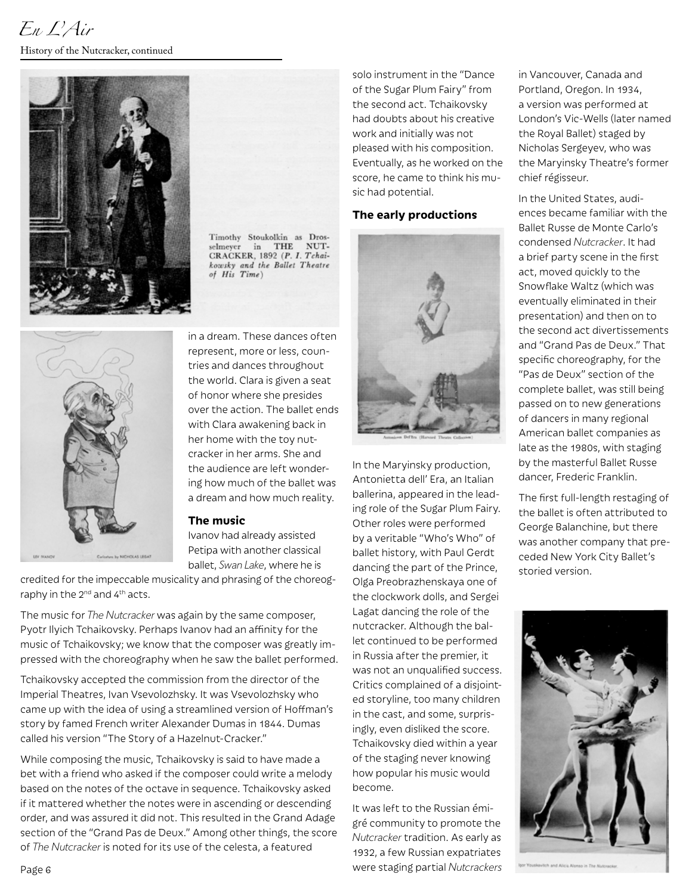Timothy Stoukolkin as Drosselmeyer in THE NUTCRACKER, 1892 (*P. I. Tchaikowsky and the Ballet Theatre of His Time*)

LEV IVANOV Caricature by NICHOLAS LEGAT

in a dream. These dances often represent, more or less, countries and dances throughout the world. Clara is given a seat of honor where she presides over the action. The ballet ends with Clara awakening back in her home with the toy nutcracker in her arms. She and the audience are left wondering how much of the ballet was a dream and how much reality.

### The music

Ivanov had already assisted Petipa with another classical ballet, *Swan Lake*, where he is credited for the impeccable musicality and phrasing of the choreography in the 2nd and 4th acts.

The music for *The Nutcracker* was again by the same composer, Pyotr Ilyich Tchaikovsky. Perhaps Ivanov had an affinity for the music of Tchaikovsky; we know that the composer was greatly impressed with the choreography when he saw the ballet performed.

Tchaikovsky accepted the commission from the director of the Imperial Theatres, Ivan Vsevolozhsky. It was Vsevolozhsky who came up with the idea of using a streamlined version of Hoffman's story by famed French writer Alexander Dumas in 1844. Dumas called his version "The Story of a Hazelnut-Cracker."

While composing the music, Tchaikovsky is said to have made a bet with a friend who asked if the composer could write a melody based on the notes of the octave in sequence. Tchaikovsky asked if it mattered whether the notes were in ascending or descending order, and was assured it did not. This resulted in the Grand Adage section of the "Grand Pas de Deux." Among other things, the score of *The Nutcracker* is noted for its use of the celesta, a featured solo instrument in the "Dance of the Sugar Plum Fairy" from the second act. Tchaikovsky had doubts about his creative work and initially was not pleased with his composition. Eventually, as he worked on the score, he came to think his music had potential.

### The early productions

Antonietta Dell'Era (Harvard Theatre Collection)

In the Maryinsky production, Antonietta dell' Era, an Italian ballerina, appeared in the leading role of the Sugar Plum Fairy. Other roles were performed by a veritable "Who's Who" of ballet history, with Paul Gerdt dancing the part of the Prince, Olga Preobrazhenskaya one of the clockwork dolls, and Sergei Lagat dancing the role of the nutcracker. Although the ballet continued to be performed in Russia after the premier, it was not an unqualified success. Critics complained of a disjointed storyline, too many children in the cast, and some, surprisingly, even disliked the score. Tchaikovsky died within a year of the staging never knowing how popular his music would become.

It was left to the Russian émigré community to promote the *Nutcracker* tradition. As early as 1932, a few Russian expatriates were staging partial *Nutcrackers* in Vancouver, Canada and Portland, Oregon. In 1934, a version was performed at London's Vic-Wells (later named the Royal Ballet) staged by Nicholas Sergeyev, who was the Maryinsky Theatre's former chief régisseur.

In the United States, audiences became familiar with the Ballet Russe de Monte Carlo's condensed *Nutcracker*. It had a brief party scene in the first act, moved quickly to the Snowflake Waltz (which was eventually eliminated in their presentation) and then on to the second act divertissements and "Grand Pas de Deux." That specific choreography, for the "Pas de Deux" section of the complete ballet, was still being passed on to new generations of dancers in many regional American ballet companies as late as the 1980s, with staging by the masterful Ballet Russe dancer, Frederic Franklin.

The first full-length restaging of the ballet is often attributed to George Balanchine, but there was another company that preceded New York City Ballet's storied version.

Igor Youskevitch and Alicia Alonso in *The Nutcracker*.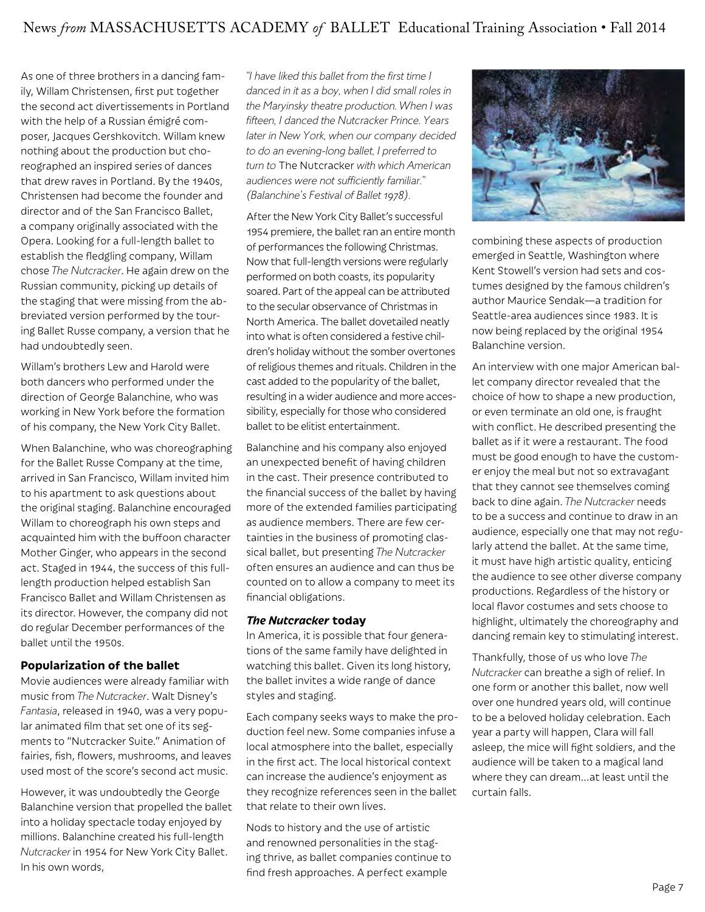As one of three brothers in a dancing family, Willam Christensen, first put together the second act divertissements in Portland with the help of a Russian émigré composer, Jacques Gershkovitch. Willam knew nothing about the production but choreographed an inspired series of dances that drew raves in Portland. By the 1940s, Christensen had become the founder and director and of the San Francisco Ballet, a company originally associated with the Opera. Looking for a full-length ballet to establish the fledgling company, Willam chose *The Nutcracker*. He again drew on the Russian community, picking up details of the staging that were missing from the abbreviated version performed by the touring Ballet Russe company, a version that he had undoubtedly seen.

Willam's brothers Lew and Harold were both dancers who performed under the direction of George Balanchine, who was working in New York before the formation of his company, the New York City Ballet.

When Balanchine, who was choreographing for the Ballet Russe Company at the time, arrived in San Francisco, Willam invited him to his apartment to ask questions about the original staging. Balanchine encouraged Willam to choreograph his own steps and acquainted him with the buffoon character Mother Ginger, who appears in the second act. Staged in 1944, the success of this full-length production helped establish San Francisco Ballet and Willam Christensen as its director. However, the company did not do regular December performances of the ballet until the 1950s.

### Popularization of the ballet

Movie audiences were already familiar with music from *The Nutcracker*. Walt Disney's *Fantasia*, released in 1940, was a very popular animated film that set one of its segments to "Nutcracker Suite." Animation of fairies, fish, flowers, mushrooms, and leaves used most of the score's second act music.

However, it was undoubtedly the George Balanchine version that propelled the ballet into a holiday spectacle today enjoyed by millions. Balanchine created his full-length *Nutcracker* in 1954 for New York City Ballet. In his own words,

*"I have liked this ballet from the first time I danced in it as a boy, when I did small roles in the Maryinsky theatre production. When I was fifteen, I danced the Nutcracker Prince. Years later in New York, when our company decided to do an evening-long ballet, I preferred to turn to* The Nutcracker *with which American audiences were not sufficiently familiar." (Balanchine's Festival of Ballet 1978).*

After the New York City Ballet's successful 1954 premiere, the ballet ran an entire month of performances the following Christmas. Now that full-length versions were regularly performed on both coasts, its popularity soared. Part of the appeal can be attributed to the secular observance of Christmas in North America. The ballet dovetailed neatly into what is often considered a festive children's holiday without the somber overtones of religious themes and rituals. Children in the cast added to the popularity of the ballet, resulting in a wider audience and more accessibility, especially for those who considered ballet to be elitist entertainment.

Balanchine and his company also enjoyed an unexpected benefit of having children in the cast. Their presence contributed to the financial success of the ballet by having more of the extended families participating as audience members. There are few certainties in the business of promoting classical ballet, but presenting *The Nutcracker* often ensures an audience and can thus be counted on to allow a company to meet its financial obligations.

### *The Nutcracker* today

In America, it is possible that four generations of the same family have delighted in watching this ballet. Given its long history, the ballet invites a wide range of dance styles and staging.

Each company seeks ways to make the production feel new. Some companies infuse a local atmosphere into the ballet, especially in the first act. The local historical context can increase the audience's enjoyment as they recognize references seen in the ballet that relate to their own lives.

Nods to history and the use of artistic and renowned personalities in the staging thrive, as ballet companies continue to find fresh approaches. A perfect example combining these aspects of production emerged in Seattle, Washington where Kent Stowell's version had sets and costumes designed by the famous children's author Maurice Sendak—a tradition for Seattle-area audiences since 1983. It is now being replaced by the original 1954 Balanchine version.

An interview with one major American ballet company director revealed that the choice of how to shape a new production, or even terminate an old one, is fraught with conflict. He described presenting the ballet as if it were a restaurant. The food must be good enough to have the customer enjoy the meal but not so extravagant that they cannot see themselves coming back to dine again. *The Nutcracker* needs to be a success and continue to draw in an audience, especially one that may not regularly attend the ballet. At the same time, it must have high artistic quality, enticing the audience to see other diverse company productions. Regardless of the history or local flavor costumes and sets choose to highlight, ultimately the choreography and dancing remain key to stimulating interest.

Thankfully, those of us who love *The Nutcracker* can breathe a sigh of relief. In one form or another this ballet, now well over one hundred years old, will continue to be a beloved holiday celebration. Each year a party will happen, Clara will fall asleep, the mice will fight soldiers, and the audience will be taken to a magical land where they can dream...at least until the curtain falls.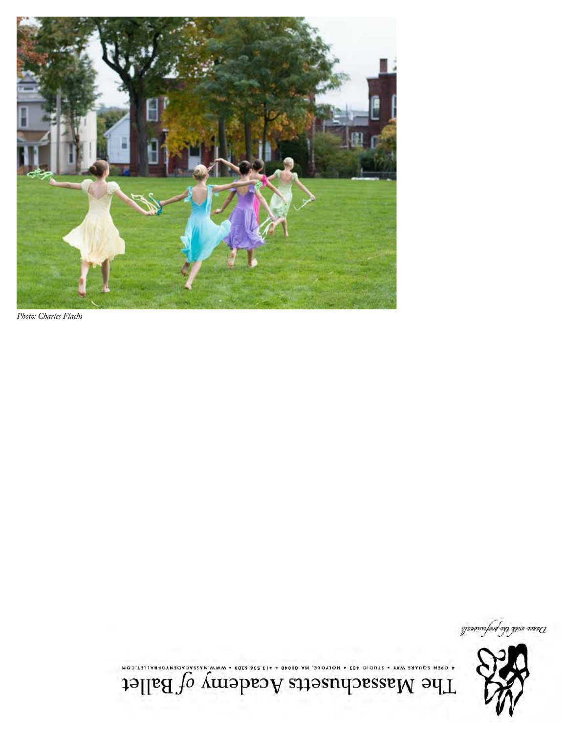*Photo: Charles Flachs*

The Massachusetts Academy *of* Ballet

4 OPEN SQUARE WAY • STUDIO 403 • HOLYOKE, MA 01040 • 413.536.6200 • WWW.MASSACADEMYOFBALLET.COM

*Dance with the professionals*